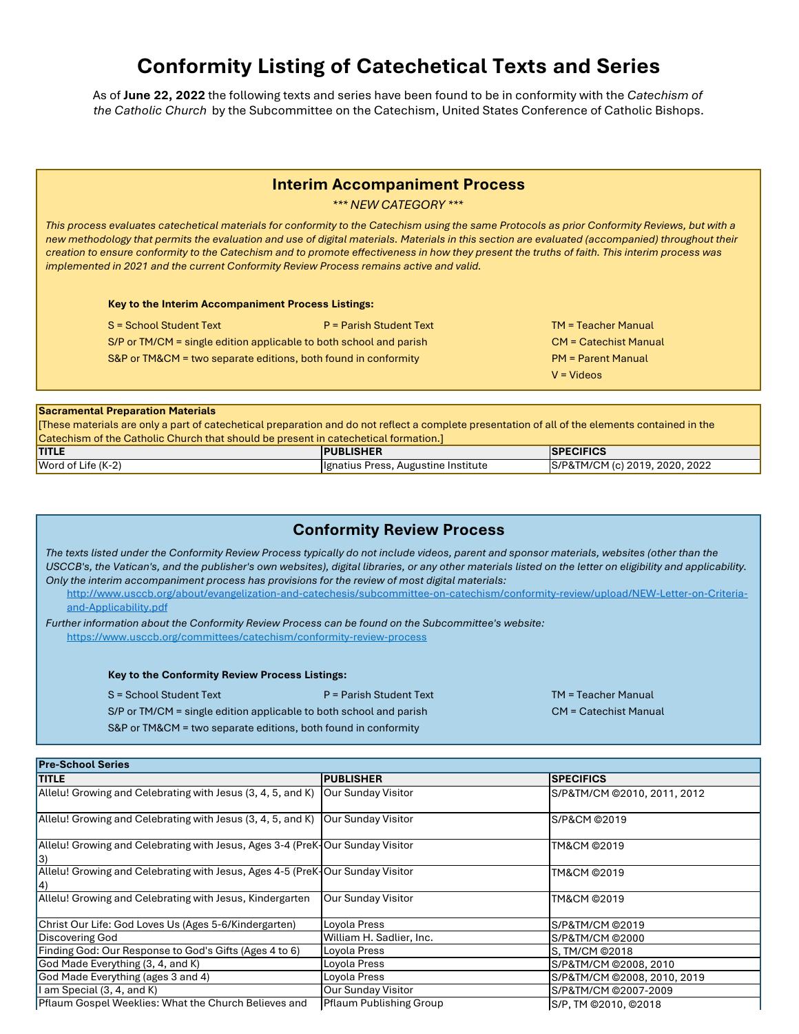# Conformity Listing of Catechetical Texts and Series

As of **June 22, 2022** the following texts and series have been found to be in conformity with the *Catechism of the Catholic Church* by the Subcommittee on the Catechism, United States Conference of Catholic Bishops.

## Interim Accompaniment Process

****** NEW CATEGORY ******

*This process evaluates catechetical materials for conformity to the Catechism using the same Protocols as prior Conformity Reviews, but with a new methodology that permits the evaluation and use of digital materials. Materials in this section are evaluated (accompanied) throughout their creation to ensure conformity to the Catechism and to promote effectiveness in how they present the truths of faith. This interim process was implemented in 2021 and the current Conformity Review Process remains active and valid.*

**Key to the Interim Accompaniment Process Listings:**

- S = School Student Text
- P = Parish Student Text
- TM = Teacher Manual
- S/P or TM/CM = single edition applicable to both school and parish
- CM = Catechist Manual
- S&P or TM&CM = two separate editions, both found in conformity
- PM = Parent Manual
- V = Videos

**Sacramental Preparation Materials**

[These materials are only a part of catechetical preparation and do not reflect a complete presentation of all of the elements contained in the Catechism of the Catholic Church that should be present in catechetical formation.]

| TITLE | PUBLISHER | SPECIFICS |
|---|---|---|
| Word of Life (K-2) | Ignatius Press, Augustine Institute | S/P&TM/CM (c) 2019, 2020, 2022 |

## Conformity Review Process

*The texts listed under the Conformity Review Process typically do not include videos, parent and sponsor materials, websites (other than the USCCB's, the Vatican's, and the publisher's own websites), digital libraries, or any other materials listed on the letter on eligibility and applicability. Only the interim accompaniment process has provisions for the review of most digital materials:*

http://www.usccb.org/about/evangelization-and-catechesis/subcommittee-on-catechism/conformity-review/upload/NEW-Letter-on-Criteria-and-Applicability.pdf

*Further information about the Conformity Review Process can be found on the Subcommittee's website:*

https://www.usccb.org/committees/catechism/conformity-review-process

**Key to the Conformity Review Process Listings:**

- S = School Student Text
- P = Parish Student Text
- TM = Teacher Manual
- S/P or TM/CM = single edition applicable to both school and parish
- CM = Catechist Manual
- S&P or TM&CM = two separate editions, both found in conformity

**Pre-School Series**

| TITLE | PUBLISHER | SPECIFICS |
|---|---|---|
| Allelu! Growing and Celebrating with Jesus (3, 4, 5, and K) | Our Sunday Visitor | S/P&TM/CM ©2010, 2011, 2012 |
| Allelu! Growing and Celebrating with Jesus (3, 4, 5, and K) | Our Sunday Visitor | S/P&CM ©2019 |
| Allelu! Growing and Celebrating with Jesus, Ages 3-4 (PreK-3) | Our Sunday Visitor | TM&CM ©2019 |
| Allelu! Growing and Celebrating with Jesus, Ages 4-5 (PreK-4) | Our Sunday Visitor | TM&CM ©2019 |
| Allelu! Growing and Celebrating with Jesus, Kindergarten | Our Sunday Visitor | TM&CM ©2019 |
| Christ Our Life: God Loves Us (Ages 5-6/Kindergarten) | Loyola Press | S/P&TM/CM ©2019 |
| Discovering God | William H. Sadlier, Inc. | S/P&TM/CM ©2000 |
| Finding God: Our Response to God's Gifts (Ages 4 to 6) | Loyola Press | S, TM/CM ©2018 |
| God Made Everything (3, 4, and K) | Loyola Press | S/P&TM/CM ©2008, 2010 |
| God Made Everything (ages 3 and 4) | Loyola Press | S/P&TM/CM ©2008, 2010, 2019 |
| I am Special (3, 4, and K) | Our Sunday Visitor | S/P&TM/CM ©2007-2009 |
| Pflaum Gospel Weeklies: What the Church Believes and | Pflaum Publishing Group | S/P, TM ©2010, ©2018 |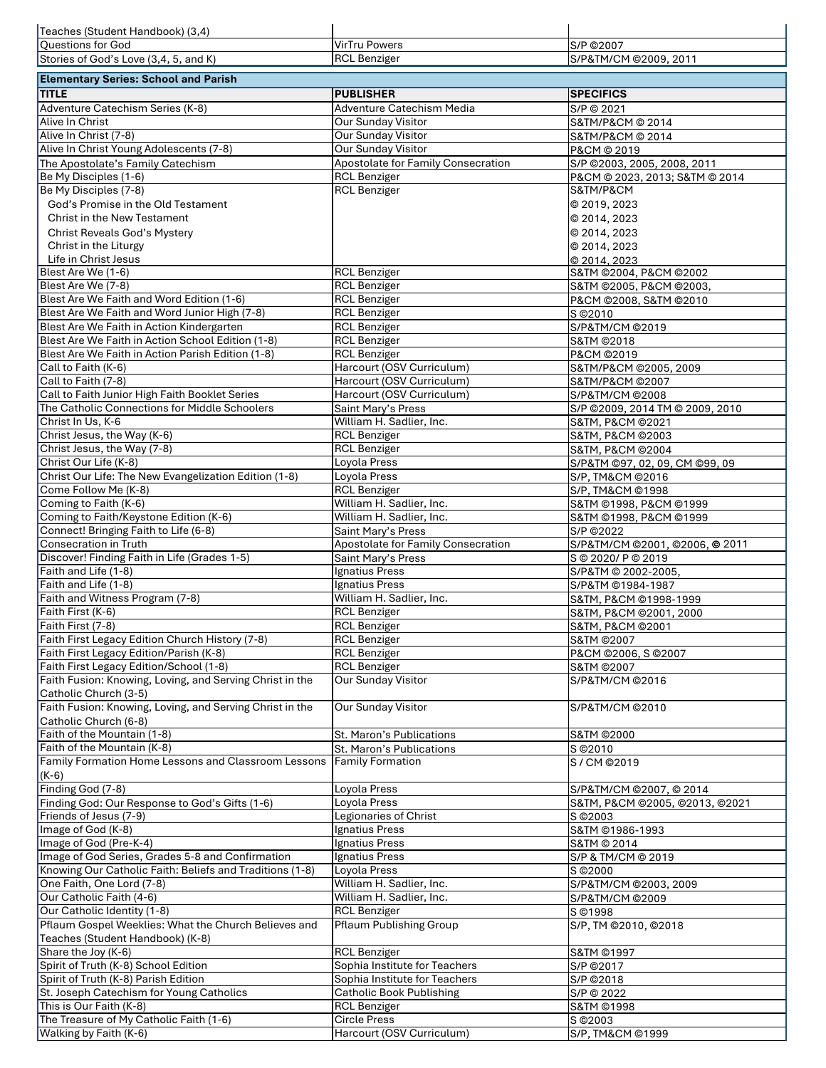| | | |
|---|---|---|
| Teaches (Student Handbook) (3,4) | | |
| Questions for God | VirTru Powers | S/P ©2007 |
| Stories of God's Love (3,4, 5, and K) | RCL Benziger | S/P&TM/CM ©2009, 2011 |

**Elementary Series: School and Parish**

| TITLE | PUBLISHER | SPECIFICS |
|---|---|---|
| Adventure Catechism Series (K-8) | Adventure Catechism Media | S/P © 2021 |
| Alive In Christ | Our Sunday Visitor | S&TM/P&CM © 2014 |
| Alive In Christ (7-8) | Our Sunday Visitor | S&TM/P&CM © 2014 |
| Alive In Christ Young Adolescents (7-8) | Our Sunday Visitor | P&CM © 2019 |
| The Apostolate's Family Catechism | Apostolate for Family Consecration | S/P ©2003, 2005, 2008, 2011 |
| Be My Disciples (1-6) | RCL Benziger | P&CM © 2023, 2013; S&TM © 2014 |
| Be My Disciples (7-8) | RCL Benziger | S&TM/P&CM |
| God's Promise in the Old Testament | | © 2019, 2023 |
| Christ in the New Testament | | © 2014, 2023 |
| Christ Reveals God's Mystery | | © 2014, 2023 |
| Christ in the Liturgy | | © 2014, 2023 |
| Life in Christ Jesus | | © 2014, 2023 |
| Blest Are We (1-6) | RCL Benziger | S&TM ©2004, P&CM ©2002 |
| Blest Are We (7-8) | RCL Benziger | S&TM ©2005, P&CM ©2003, |
| Blest Are We Faith and Word Edition (1-6) | RCL Benziger | P&CM ©2008, S&TM ©2010 |
| Blest Are We Faith and Word Junior High (7-8) | RCL Benziger | S ©2010 |
| Blest Are We Faith in Action Kindergarten | RCL Benziger | S/P&TM/CM ©2019 |
| Blest Are We Faith in Action School Edition (1-8) | RCL Benziger | S&TM ©2018 |
| Blest Are We Faith in Action Parish Edition (1-8) | RCL Benziger | P&CM ©2019 |
| Call to Faith (K-6) | Harcourt (OSV Curriculum) | S&TM/P&CM ©2005, 2009 |
| Call to Faith (7-8) | Harcourt (OSV Curriculum) | S&TM/P&CM ©2007 |
| Call to Faith Junior High Faith Booklet Series | Harcourt (OSV Curriculum) | S/P&TM/CM ©2008 |
| The Catholic Connections for Middle Schoolers | Saint Mary's Press | S/P ©2009, 2014 TM © 2009, 2010 |
| Christ In Us, K-6 | William H. Sadlier, Inc. | S&TM, P&CM ©2021 |
| Christ Jesus, the Way (K-6) | RCL Benziger | S&TM, P&CM ©2003 |
| Christ Jesus, the Way (7-8) | RCL Benziger | S&TM, P&CM ©2004 |
| Christ Our Life (K-8) | Loyola Press | S/P&TM ©97, 02, 09, CM ©99, 09 |
| Christ Our Life: The New Evangelization Edition (1-8) | Loyola Press | S/P, TM&CM ©2016 |
| Come Follow Me (K-8) | RCL Benziger | S/P, TM&CM ©1998 |
| Coming to Faith (K-6) | William H. Sadlier, Inc. | S&TM ©1998, P&CM ©1999 |
| Coming to Faith/Keystone Edition (K-6) | William H. Sadlier, Inc. | S&TM ©1998, P&CM ©1999 |
| Connect! Bringing Faith to Life (6-8) | Saint Mary's Press | S/P ©2022 |
| Consecration in Truth | Apostolate for Family Consecration | S/P&TM/CM ©2001, ©2006, © 2011 |
| Discover! Finding Faith in Life (Grades 1-5) | Saint Mary's Press | S © 2020/ P © 2019 |
| Faith and Life (1-8) | Ignatius Press | S/P&TM © 2002-2005, |
| Faith and Life (1-8) | Ignatius Press | S/P&TM ©1984-1987 |
| Faith and Witness Program (7-8) | William H. Sadlier, Inc. | S&TM, P&CM ©1998-1999 |
| Faith First (K-6) | RCL Benziger | S&TM, P&CM ©2001, 2000 |
| Faith First (7-8) | RCL Benziger | S&TM, P&CM ©2001 |
| Faith First Legacy Edition Church History (7-8) | RCL Benziger | S&TM ©2007 |
| Faith First Legacy Edition/Parish (K-8) | RCL Benziger | P&CM ©2006, S ©2007 |
| Faith First Legacy Edition/School (1-8) | RCL Benziger | S&TM ©2007 |
| Faith Fusion: Knowing, Loving, and Serving Christ in the Catholic Church (3-5) | Our Sunday Visitor | S/P&TM/CM ©2016 |
| Faith Fusion: Knowing, Loving, and Serving Christ in the Catholic Church (6-8) | Our Sunday Visitor | S/P&TM/CM ©2010 |
| Faith of the Mountain (1-8) | St. Maron's Publications | S&TM ©2000 |
| Faith of the Mountain (K-8) | St. Maron's Publications | S ©2010 |
| Family Formation Home Lessons and Classroom Lessons (K-6) | Family Formation | S / CM ©2019 |
| Finding God (7-8) | Loyola Press | S/P&TM/CM ©2007, © 2014 |
| Finding God: Our Response to God's Gifts (1-6) | Loyola Press | S&TM, P&CM ©2005, ©2013, ©2021 |
| Friends of Jesus (7-9) | Legionaries of Christ | S ©2003 |
| Image of God (K-8) | Ignatius Press | S&TM ©1986-1993 |
| Image of God (Pre-K-4) | Ignatius Press | S&TM © 2014 |
| Image of God Series, Grades 5-8 and Confirmation | Ignatius Press | S/P & TM/CM © 2019 |
| Knowing Our Catholic Faith: Beliefs and Traditions (1-8) | Loyola Press | S ©2000 |
| One Faith, One Lord (7-8) | William H. Sadlier, Inc. | S/P&TM/CM ©2003, 2009 |
| Our Catholic Faith (4-6) | William H. Sadlier, Inc. | S/P&TM/CM ©2009 |
| Our Catholic Identity (1-8) | RCL Benziger | S ©1998 |
| Pflaum Gospel Weeklies: What the Church Believes and Teaches (Student Handbook) (K-8) | Pflaum Publishing Group | S/P, TM ©2010, ©2018 |
| Share the Joy (K-6) | RCL Benziger | S&TM ©1997 |
| Spirit of Truth (K-8) School Edition | Sophia Institute for Teachers | S/P ©2017 |
| Spirit of Truth (K-8) Parish Edition | Sophia Institute for Teachers | S/P ©2018 |
| St. Joseph Catechism for Young Catholics | Catholic Book Publishing | S/P © 2022 |
| This is Our Faith (K-8) | RCL Benziger | S&TM ©1998 |
| The Treasure of My Catholic Faith (1-6) | Circle Press | S ©2003 |
| Walking by Faith (K-6) | Harcourt (OSV Curriculum) | S/P, TM&CM ©1999 |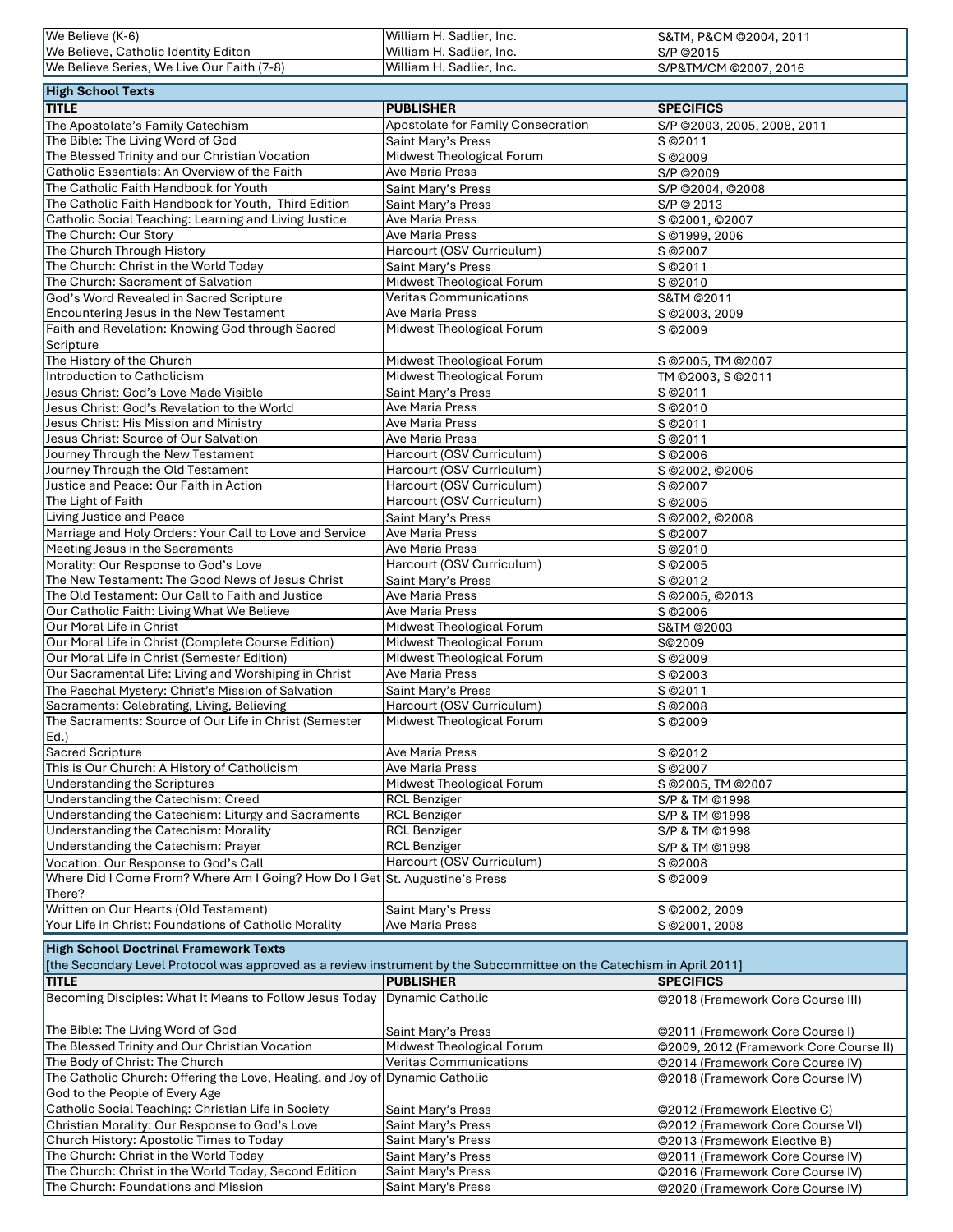| | | |
|---|---|---|
| We Believe (K-6) | William H. Sadlier, Inc. | S&TM, P&CM ©2004, 2011 |
| We Believe, Catholic Identity Editon | William H. Sadlier, Inc. | S/P ©2015 |
| We Believe Series, We Live Our Faith (7-8) | William H. Sadlier, Inc. | S/P&TM/CM ©2007, 2016 |

**High School Texts**

| TITLE | PUBLISHER | SPECIFICS |
|---|---|---|
| The Apostolate's Family Catechism | Apostolate for Family Consecration | S/P ©2003, 2005, 2008, 2011 |
| The Bible: The Living Word of God | Saint Mary's Press | S ©2011 |
| The Blessed Trinity and our Christian Vocation | Midwest Theological Forum | S ©2009 |
| Catholic Essentials: An Overview of the Faith | Ave Maria Press | S/P ©2009 |
| The Catholic Faith Handbook for Youth | Saint Mary's Press | S/P ©2004, ©2008 |
| The Catholic Faith Handbook for Youth, Third Edition | Saint Mary's Press | S/P © 2013 |
| Catholic Social Teaching: Learning and Living Justice | Ave Maria Press | S ©2001, ©2007 |
| The Church: Our Story | Ave Maria Press | S ©1999, 2006 |
| The Church Through History | Harcourt (OSV Curriculum) | S ©2007 |
| The Church: Christ in the World Today | Saint Mary's Press | S ©2011 |
| The Church: Sacrament of Salvation | Midwest Theological Forum | S ©2010 |
| God's Word Revealed in Sacred Scripture | Veritas Communications | S&TM ©2011 |
| Encountering Jesus in the New Testament | Ave Maria Press | S ©2003, 2009 |
| Faith and Revelation: Knowing God through Sacred Scripture | Midwest Theological Forum | S ©2009 |
| The History of the Church | Midwest Theological Forum | S ©2005, TM ©2007 |
| Introduction to Catholicism | Midwest Theological Forum | TM ©2003, S ©2011 |
| Jesus Christ: God's Love Made Visible | Saint Mary's Press | S ©2011 |
| Jesus Christ: God's Revelation to the World | Ave Maria Press | S ©2010 |
| Jesus Christ: His Mission and Ministry | Ave Maria Press | S ©2011 |
| Jesus Christ: Source of Our Salvation | Ave Maria Press | S ©2011 |
| Journey Through the New Testament | Harcourt (OSV Curriculum) | S ©2006 |
| Journey Through the Old Testament | Harcourt (OSV Curriculum) | S ©2002, ©2006 |
| Justice and Peace: Our Faith in Action | Harcourt (OSV Curriculum) | S ©2007 |
| The Light of Faith | Harcourt (OSV Curriculum) | S ©2005 |
| Living Justice and Peace | Saint Mary's Press | S ©2002, ©2008 |
| Marriage and Holy Orders: Your Call to Love and Service | Ave Maria Press | S ©2007 |
| Meeting Jesus in the Sacraments | Ave Maria Press | S ©2010 |
| Morality: Our Response to God's Love | Harcourt (OSV Curriculum) | S ©2005 |
| The New Testament: The Good News of Jesus Christ | Saint Mary's Press | S ©2012 |
| The Old Testament: Our Call to Faith and Justice | Ave Maria Press | S ©2005, ©2013 |
| Our Catholic Faith: Living What We Believe | Ave Maria Press | S ©2006 |
| Our Moral Life in Christ | Midwest Theological Forum | S&TM ©2003 |
| Our Moral Life in Christ (Complete Course Edition) | Midwest Theological Forum | S©2009 |
| Our Moral Life in Christ (Semester Edition) | Midwest Theological Forum | S ©2009 |
| Our Sacramental Life: Living and Worshiping in Christ | Ave Maria Press | S ©2003 |
| The Paschal Mystery: Christ's Mission of Salvation | Saint Mary's Press | S ©2011 |
| Sacraments: Celebrating, Living, Believing | Harcourt (OSV Curriculum) | S ©2008 |
| The Sacraments: Source of Our Life in Christ (Semester Ed.) | Midwest Theological Forum | S ©2009 |
| Sacred Scripture | Ave Maria Press | S ©2012 |
| This is Our Church: A History of Catholicism | Ave Maria Press | S ©2007 |
| Understanding the Scriptures | Midwest Theological Forum | S ©2005, TM ©2007 |
| Understanding the Catechism: Creed | RCL Benziger | S/P & TM ©1998 |
| Understanding the Catechism: Liturgy and Sacraments | RCL Benziger | S/P & TM ©1998 |
| Understanding the Catechism: Morality | RCL Benziger | S/P & TM ©1998 |
| Understanding the Catechism: Prayer | RCL Benziger | S/P & TM ©1998 |
| Vocation: Our Response to God's Call | Harcourt (OSV Curriculum) | S ©2008 |
| Where Did I Come From? Where Am I Going? How Do I Get There? | St. Augustine's Press | S ©2009 |
| Written on Our Hearts (Old Testament) | Saint Mary's Press | S ©2002, 2009 |
| Your Life in Christ: Foundations of Catholic Morality | Ave Maria Press | S ©2001, 2008 |

**High School Doctrinal Framework Texts**

[the Secondary Level Protocol was approved as a review instrument by the Subcommittee on the Catechism in April 2011]

| TITLE | PUBLISHER | SPECIFICS |
|---|---|---|
| Becoming Disciples: What It Means to Follow Jesus Today | Dynamic Catholic | ©2018 (Framework Core Course III) |
| The Bible: The Living Word of God | Saint Mary's Press | ©2011 (Framework Core Course I) |
| The Blessed Trinity and Our Christian Vocation | Midwest Theological Forum | ©2009, 2012 (Framework Core Course II) |
| The Body of Christ: The Church | Veritas Communications | ©2014 (Framework Core Course IV) |
| The Catholic Church: Offering the Love, Healing, and Joy of God to the People of Every Age | Dynamic Catholic | ©2018 (Framework Core Course IV) |
| Catholic Social Teaching: Christian Life in Society | Saint Mary's Press | ©2012 (Framework Elective C) |
| Christian Morality: Our Response to God's Love | Saint Mary's Press | ©2012 (Framework Core Course VI) |
| Church History: Apostolic Times to Today | Saint Mary's Press | ©2013 (Framework Elective B) |
| The Church: Christ in the World Today | Saint Mary's Press | ©2011 (Framework Core Course IV) |
| The Church: Christ in the World Today, Second Edition | Saint Mary's Press | ©2016 (Framework Core Course IV) |
| The Church: Foundations and Mission | Saint Mary's Press | ©2020 (Framework Core Course IV) |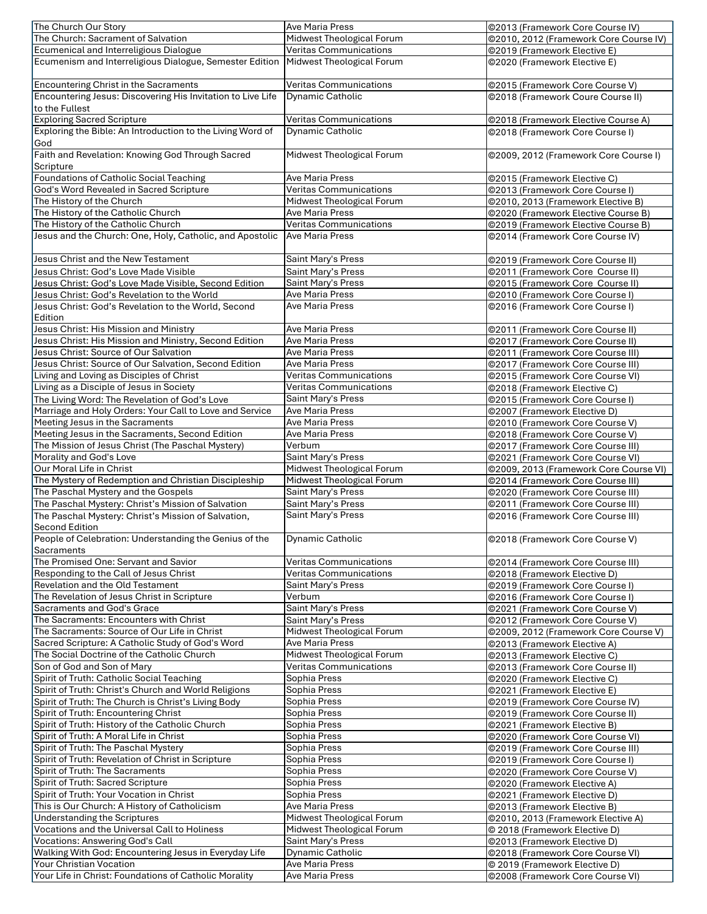| The Church Our Story | Ave Maria Press | ©2013 (Framework Core Course IV) |
|---|---|---|
| The Church: Sacrament of Salvation | Midwest Theological Forum | ©2010, 2012 (Framework Core Course IV) |
| Ecumenical and Interreligious Dialogue | Veritas Communications | ©2019 (Framework Elective E) |
| Ecumenism and Interreligious Dialogue, Semester Edition | Midwest Theological Forum | ©2020 (Framework Elective E) |
| Encountering Christ in the Sacraments | Veritas Communications | ©2015 (Framework Core Course V) |
| Encountering Jesus: Discovering His Invitation to Live Life to the Fullest | Dynamic Catholic | ©2018 (Framework Coure Course II) |
| Exploring Sacred Scripture | Veritas Communications | ©2018 (Framework Elective Course A) |
| Exploring the Bible: An Introduction to the Living Word of God | Dynamic Catholic | ©2018 (Framework Core Course I) |
| Faith and Revelation: Knowing God Through Sacred Scripture | Midwest Theological Forum | ©2009, 2012 (Framework Core Course I) |
| Foundations of Catholic Social Teaching | Ave Maria Press | ©2015 (Framework Elective C) |
| God's Word Revealed in Sacred Scripture | Veritas Communications | ©2013 (Framework Core Course I) |
| The History of the Church | Midwest Theological Forum | ©2010, 2013 (Framework Elective B) |
| The History of the Catholic Church | Ave Maria Press | ©2020 (Framework Elective Course B) |
| The History of the Catholic Church | Veritas Communications | ©2019 (Framework Elective Course B) |
| Jesus and the Church: One, Holy, Catholic, and Apostolic | Ave Maria Press | ©2014 (Framework Core Course IV) |
| Jesus Christ and the New Testament | Saint Mary's Press | ©2019 (Framework Core Course II) |
| Jesus Christ: God's Love Made Visible | Saint Mary's Press | ©2011 (Framework Core Course II) |
| Jesus Christ: God's Love Made Visible, Second Edition | Saint Mary's Press | ©2015 (Framework Core Course II) |
| Jesus Christ: God's Revelation to the World | Ave Maria Press | ©2010 (Framework Core Course I) |
| Jesus Christ: God's Revelation to the World, Second Edition | Ave Maria Press | ©2016 (Framework Core Course I) |
| Jesus Christ: His Mission and Ministry | Ave Maria Press | ©2011 (Framework Core Course II) |
| Jesus Christ: His Mission and Ministry, Second Edition | Ave Maria Press | ©2017 (Framework Core Course II) |
| Jesus Christ: Source of Our Salvation | Ave Maria Press | ©2011 (Framework Core Course III) |
| Jesus Christ: Source of Our Salvation, Second Edition | Ave Maria Press | ©2017 (Framework Core Course III) |
| Living and Loving as Disciples of Christ | Veritas Communications | ©2015 (Framework Core Course VI) |
| Living as a Disciple of Jesus in Society | Veritas Communications | ©2018 (Framework Elective C) |
| The Living Word: The Revelation of God's Love | Saint Mary's Press | ©2015 (Framework Core Course I) |
| Marriage and Holy Orders: Your Call to Love and Service | Ave Maria Press | ©2007 (Framework Elective D) |
| Meeting Jesus in the Sacraments | Ave Maria Press | ©2010 (Framework Core Course V) |
| Meeting Jesus in the Sacraments, Second Edition | Ave Maria Press | ©2018 (Framework Core Course V) |
| The Mission of Jesus Christ (The Paschal Mystery) | Verbum | ©2017 (Framework Core Course III) |
| Morality and God's Love | Saint Mary's Press | ©2021 (Framework Core Course VI) |
| Our Moral Life in Christ | Midwest Theological Forum | ©2009, 2013 (Framework Core Course VI) |
| The Mystery of Redemption and Christian Discipleship | Midwest Theological Forum | ©2014 (Framework Core Course III) |
| The Paschal Mystery and the Gospels | Saint Mary's Press | ©2020 (Framework Core Course III) |
| The Paschal Mystery: Christ's Mission of Salvation | Saint Mary's Press | ©2011 (Framework Core Course III) |
| The Paschal Mystery: Christ's Mission of Salvation, Second Edition | Saint Mary's Press | ©2016 (Framework Core Course III) |
| People of Celebration: Understanding the Genius of the Sacraments | Dynamic Catholic | ©2018 (Framework Core Course V) |
| The Promised One: Servant and Savior | Veritas Communications | ©2014 (Framework Core Course III) |
| Responding to the Call of Jesus Christ | Veritas Communications | ©2018 (Framework Elective D) |
| Revelation and the Old Testament | Saint Mary's Press | ©2019 (Framework Core Course I) |
| The Revelation of Jesus Christ in Scripture | Verbum | ©2016 (Framework Core Course I) |
| Sacraments and God's Grace | Saint Mary's Press | ©2021 (Framework Core Course V) |
| The Sacraments: Encounters with Christ | Saint Mary's Press | ©2012 (Framework Core Course V) |
| The Sacraments: Source of Our Life in Christ | Midwest Theological Forum | ©2009, 2012 (Framework Core Course V) |
| Sacred Scripture: A Catholic Study of God's Word | Ave Maria Press | ©2013 (Framework Elective A) |
| The Social Doctrine of the Catholic Church | Midwest Theological Forum | ©2013 (Framework Elective C) |
| Son of God and Son of Mary | Veritas Communications | ©2013 (Framework Core Course II) |
| Spirit of Truth: Catholic Social Teaching | Sophia Press | ©2020 (Framework Elective C) |
| Spirit of Truth: Christ's Church and World Religions | Sophia Press | ©2021 (Framework Elective E) |
| Spirit of Truth: The Church is Christ's Living Body | Sophia Press | ©2019 (Framework Core Course IV) |
| Spirit of Truth: Encountering Christ | Sophia Press | ©2019 (Framework Core Course II) |
| Spirit of Truth: History of the Catholic Church | Sophia Press | ©2021 (Framework Elective B) |
| Spirit of Truth: A Moral Life in Christ | Sophia Press | ©2020 (Framework Core Course VI) |
| Spirit of Truth: The Paschal Mystery | Sophia Press | ©2019 (Framework Core Course III) |
| Spirit of Truth: Revelation of Christ in Scripture | Sophia Press | ©2019 (Framework Core Course I) |
| Spirit of Truth: The Sacraments | Sophia Press | ©2020 (Framework Core Course V) |
| Spirit of Truth: Sacred Scripture | Sophia Press | ©2020 (Framework Elective A) |
| Spirit of Truth: Your Vocation in Christ | Sophia Press | ©2021 (Framework Elective D) |
| This is Our Church: A History of Catholicism | Ave Maria Press | ©2013 (Framework Elective B) |
| Understanding the Scriptures | Midwest Theological Forum | ©2010, 2013 (Framework Elective A) |
| Vocations and the Universal Call to Holiness | Midwest Theological Forum | © 2018 (Framework Elective D) |
| Vocations: Answering God's Call | Saint Mary's Press | ©2013 (Framework Elective D) |
| Walking With God: Encountering Jesus in Everyday Life | Dynamic Catholic | ©2018 (Framework Core Course VI) |
| Your Christian Vocation | Ave Maria Press | © 2019 (Framework Elective D) |
| Your Life in Christ: Foundations of Catholic Morality | Ave Maria Press | ©2008 (Framework Core Course VI) |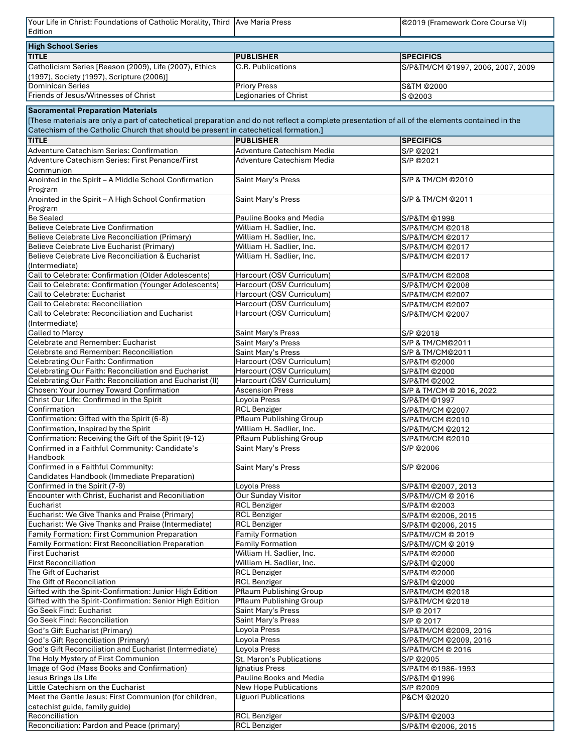| | | |
|---|---|---|
| Your Life in Christ: Foundations of Catholic Morality, Third Edition | Ave Maria Press | ©2019 (Framework Core Course VI) |

**High School Series**

| TITLE | PUBLISHER | SPECIFICS |
|---|---|---|
| Catholicism Series [Reason (2009), Life (2007), Ethics (1997), Society (1997), Scripture (2006)] | C.R. Publications | S/P&TM/CM ©1997, 2006, 2007, 2009 |
| Dominican Series | Priory Press | S&TM ©2000 |
| Friends of Jesus/Witnesses of Christ | Legionaries of Christ | S ©2003 |

**Sacramental Preparation Materials**

[These materials are only a part of catechetical preparation and do not reflect a complete presentation of all of the elements contained in the Catechism of the Catholic Church that should be present in catechetical formation.]

| TITLE | PUBLISHER | SPECIFICS |
|---|---|---|
| Adventure Catechism Series: Confirmation | Adventure Catechism Media | S/P ©2021 |
| Adventure Catechism Series: First Penance/First Communion | Adventure Catechism Media | S/P ©2021 |
| Anointed in the Spirit – A Middle School Confirmation Program | Saint Mary's Press | S/P & TM/CM ©2010 |
| Anointed in the Spirit – A High School Confirmation Program | Saint Mary's Press | S/P & TM/CM ©2011 |
| Be Sealed | Pauline Books and Media | S/P&TM ©1998 |
| Believe Celebrate Live Confirmation | William H. Sadlier, Inc. | S/P&TM/CM ©2018 |
| Believe Celebrate Live Reconciliation (Primary) | William H. Sadlier, Inc. | S/P&TM/CM ©2017 |
| Believe Celebrate Live Eucharist (Primary) | William H. Sadlier, Inc. | S/P&TM/CM ©2017 |
| Believe Celebrate Live Reconciliation & Eucharist (Intermediate) | William H. Sadlier, Inc. | S/P&TM/CM ©2017 |
| Call to Celebrate: Confirmation (Older Adolescents) | Harcourt (OSV Curriculum) | S/P&TM/CM ©2008 |
| Call to Celebrate: Confirmation (Younger Adolescents) | Harcourt (OSV Curriculum) | S/P&TM/CM ©2008 |
| Call to Celebrate: Eucharist | Harcourt (OSV Curriculum) | S/P&TM/CM ©2007 |
| Call to Celebrate: Reconciliation | Harcourt (OSV Curriculum) | S/P&TM/CM ©2007 |
| Call to Celebrate: Reconciliation and Eucharist (Intermediate) | Harcourt (OSV Curriculum) | S/P&TM/CM ©2007 |
| Called to Mercy | Saint Mary's Press | S/P ©2018 |
| Celebrate and Remember: Eucharist | Saint Mary's Press | S/P & TM/CM©2011 |
| Celebrate and Remember: Reconciliation | Saint Mary's Press | S/P & TM/CM©2011 |
| Celebrating Our Faith: Confirmation | Harcourt (OSV Curriculum) | S/P&TM ©2000 |
| Celebrating Our Faith: Reconciliation and Eucharist | Harcourt (OSV Curriculum) | S/P&TM ©2000 |
| Celebrating Our Faith: Reconciliation and Eucharist (II) | Harcourt (OSV Curriculum) | S/P&TM ©2002 |
| Chosen: Your Journey Toward Confirmation | Ascension Press | S/P & TM/CM © 2016, 2022 |
| Christ Our Life: Confirmed in the Spirit | Loyola Press | S/P&TM ©1997 |
| Confirmation | RCL Benziger | S/P&TM/CM ©2007 |
| Confirmation: Gifted with the Spirit (6-8) | Pflaum Publishing Group | S/P&TM/CM ©2010 |
| Confirmation, Inspired by the Spirit | William H. Sadlier, Inc. | S/P&TM/CM ©2012 |
| Confirmation: Receiving the Gift of the Spirit (9-12) | Pflaum Publishing Group | S/P&TM/CM ©2010 |
| Confirmed in a Faithful Community: Candidate's Handbook | Saint Mary's Press | S/P ©2006 |
| Confirmed in a Faithful Community: Candidates Handbook (Immediate Preparation) | Saint Mary's Press | S/P ©2006 |
| Confirmed in the Spirit (7-9) | Loyola Press | S/P&TM ©2007, 2013 |
| Encounter with Christ, Eucharist and Reconiliation | Our Sunday Visitor | S/P&TM//CM © 2016 |
| Eucharist | RCL Benziger | S/P&TM ©2003 |
| Eucharist: We Give Thanks and Praise (Primary) | RCL Benziger | S/P&TM ©2006, 2015 |
| Eucharist: We Give Thanks and Praise (Intermediate) | RCL Benziger | S/P&TM ©2006, 2015 |
| Family Formation: First Communion Preparation | Family Formation | S/P&TM//CM © 2019 |
| Family Formation: First Reconciliation Preparation | Family Formation | S/P&TM//CM © 2019 |
| First Eucharist | William H. Sadlier, Inc. | S/P&TM ©2000 |
| First Reconciliation | William H. Sadlier, Inc. | S/P&TM ©2000 |
| The Gift of Eucharist | RCL Benziger | S/P&TM ©2000 |
| The Gift of Reconciliation | RCL Benziger | S/P&TM ©2000 |
| Gifted with the Spirit-Confirmation: Junior High Edition | Pflaum Publishing Group | S/P&TM/CM ©2018 |
| Gifted with the Spirit-Confirmation: Senior High Edition | Pflaum Publishing Group | S/P&TM/CM ©2018 |
| Go Seek Find: Eucharist | Saint Mary's Press | S/P © 2017 |
| Go Seek Find: Reconciliation | Saint Mary's Press | S/P © 2017 |
| God's Gift Eucharist (Primary) | Loyola Press | S/P&TM/CM ©2009, 2016 |
| God's Gift Reconciliation (Primary) | Loyola Press | S/P&TM/CM ©2009, 2016 |
| God's Gift Reconciliation and Eucharist (Intermediate) | Loyola Press | S/P&TM/CM © 2016 |
| The Holy Mystery of First Communion | St. Maron's Publications | S/P ©2005 |
| Image of God (Mass Books and Confirmation) | Ignatius Press | S/P&TM ©1986-1993 |
| Jesus Brings Us Life | Pauline Books and Media | S/P&TM ©1996 |
| Little Catechism on the Eucharist | New Hope Publications | S/P ©2009 |
| Meet the Gentle Jesus: First Communion (for children, catechist guide, family guide) | Liguori Publications | P&CM ©2020 |
| Reconciliation | RCL Benziger | S/P&TM ©2003 |
| Reconciliation: Pardon and Peace (primary) | RCL Benziger | S/P&TM ©2006, 2015 |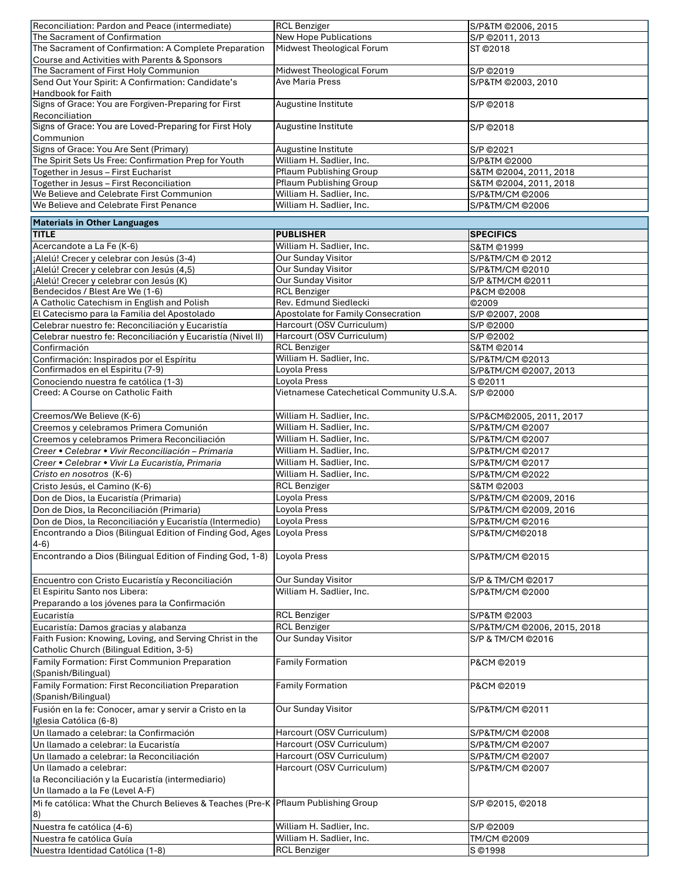| | | |
|---|---|---|
| Reconciliation: Pardon and Peace (intermediate) | RCL Benziger | S/P&TM ©2006, 2015 |
| The Sacrament of Confirmation | New Hope Publications | S/P ©2011, 2013 |
| The Sacrament of Confirmation: A Complete Preparation Course and Activities with Parents & Sponsors | Midwest Theological Forum | ST ©2018 |
| The Sacrament of First Holy Communion | Midwest Theological Forum | S/P ©2019 |
| Send Out Your Spirit: A Confirmation: Candidate's Handbook for Faith | Ave Maria Press | S/P&TM ©2003, 2010 |
| Signs of Grace: You are Forgiven-Preparing for First Reconciliation | Augustine Institute | S/P ©2018 |
| Signs of Grace: You are Loved-Preparing for First Holy Communion | Augustine Institute | S/P ©2018 |
| Signs of Grace: You Are Sent (Primary) | Augustine Institute | S/P ©2021 |
| The Spirit Sets Us Free: Confirmation Prep for Youth | William H. Sadlier, Inc. | S/P&TM ©2000 |
| Together in Jesus – First Eucharist | Pflaum Publishing Group | S&TM ©2004, 2011, 2018 |
| Together in Jesus – First Reconciliation | Pflaum Publishing Group | S&TM ©2004, 2011, 2018 |
| We Believe and Celebrate First Communion | William H. Sadlier, Inc. | S/P&TM/CM ©2006 |
| We Believe and Celebrate First Penance | William H. Sadlier, Inc. | S/P&TM/CM ©2006 |

**Materials in Other Languages**

| TITLE | PUBLISHER | SPECIFICS |
|---|---|---|
| Acercandote a La Fe (K-6) | William H. Sadlier, Inc. | S&TM ©1999 |
| ¡Alelú! Crecer y celebrar con Jesús (3-4) | Our Sunday Visitor | S/P&TM/CM © 2012 |
| ¡Alelú! Crecer y celebrar con Jesús (4,5) | Our Sunday Visitor | S/P&TM/CM ©2010 |
| ¡Alelú! Crecer y celebrar con Jesús (K) | Our Sunday Visitor | S/P &TM/CM ©2011 |
| Bendecidos / Blest Are We (1-6) | RCL Benziger | P&CM ©2008 |
| A Catholic Catechism in English and Polish | Rev. Edmund Siedlecki | ©2009 |
| El Catecismo para la Familia del Apostolado | Apostolate for Family Consecration | S/P ©2007, 2008 |
| Celebrar nuestro fe: Reconciliación y Eucaristía | Harcourt (OSV Curriculum) | S/P ©2000 |
| Celebrar nuestro fe: Reconciliación y Eucaristía (Nivel II) | Harcourt (OSV Curriculum) | S/P ©2002 |
| Confirmación | RCL Benziger | S&TM ©2014 |
| Confirmación: Inspirados por el Espíritu | William H. Sadlier, Inc. | S/P&TM/CM ©2013 |
| Confirmados en el Espiritu (7-9) | Loyola Press | S/P&TM/CM ©2007, 2013 |
| Conociendo nuestra fe católica (1-3) | Loyola Press | S ©2011 |
| Creed: A Course on Catholic Faith | Vietnamese Catechetical Community U.S.A. | S/P ©2000 |
| Creemos/We Believe (K-6) | William H. Sadlier, Inc. | S/P&CM©2005, 2011, 2017 |
| Creemos y celebramos Primera Comunión | William H. Sadlier, Inc. | S/P&TM/CM ©2007 |
| Creemos y celebramos Primera Reconciliación | William H. Sadlier, Inc. | S/P&TM/CM ©2007 |
| *Creer • Celebrar • Vivir Reconciliación – Primaria* | William H. Sadlier, Inc. | S/P&TM/CM ©2017 |
| *Creer • Celebrar • Vivir La Eucaristía, Primaria* | William H. Sadlier, Inc. | S/P&TM/CM ©2017 |
| *Cristo en nosotros* (K-6) | William H. Sadlier, Inc. | S/P&TM/CM ©2022 |
| Cristo Jesús, el Camino (K-6) | RCL Benziger | S&TM ©2003 |
| Don de Dios, la Eucaristía (Primaria) | Loyola Press | S/P&TM/CM ©2009, 2016 |
| Don de Dios, la Reconciliación (Primaria) | Loyola Press | S/P&TM/CM ©2009, 2016 |
| Don de Dios, la Reconciliación y Eucaristía (Intermedio) | Loyola Press | S/P&TM/CM ©2016 |
| Encontrando a Dios (Bilingual Edition of Finding God, Ages 4-6) | Loyola Press | S/P&TM/CM©2018 |
| Encontrando a Dios (Bilingual Edition of Finding God, 1-8) | Loyola Press | S/P&TM/CM ©2015 |
| Encuentro con Cristo Eucaristía y Reconciliación | Our Sunday Visitor | S/P & TM/CM ©2017 |
| El Espiritu Santo nos Libera: Preparando a los jóvenes para la Confirmación | William H. Sadlier, Inc. | S/P&TM/CM ©2000 |
| Eucaristía | RCL Benziger | S/P&TM ©2003 |
| Eucaristía: Damos gracias y alabanza | RCL Benziger | S/P&TM/CM ©2006, 2015, 2018 |
| Faith Fusion: Knowing, Loving, and Serving Christ in the Catholic Church (Bilingual Edition, 3-5) | Our Sunday Visitor | S/P & TM/CM ©2016 |
| Family Formation: First Communion Preparation (Spanish/Bilingual) | Family Formation | P&CM ©2019 |
| Family Formation: First Reconciliation Preparation (Spanish/Bilingual) | Family Formation | P&CM ©2019 |
| Fusión en la fe: Conocer, amar y servir a Cristo en la Iglesia Católica (6-8) | Our Sunday Visitor | S/P&TM/CM ©2011 |
| Un llamado a celebrar: la Confirmación | Harcourt (OSV Curriculum) | S/P&TM/CM ©2008 |
| Un llamado a celebrar: la Eucaristía | Harcourt (OSV Curriculum) | S/P&TM/CM ©2007 |
| Un llamado a celebrar: la Reconciliación | Harcourt (OSV Curriculum) | S/P&TM/CM ©2007 |
| Un llamado a celebrar: la Reconciliación y la Eucaristía (intermediario) Un llamado a la Fe (Level A-F) | Harcourt (OSV Curriculum) | S/P&TM/CM ©2007 |
| Mi fe católica: What the Church Believes & Teaches (Pre-K - 8) | Pflaum Publishing Group | S/P ©2015, ©2018 |
| Nuestra fe católica (4-6) | William H. Sadlier, Inc. | S/P ©2009 |
| Nuestra fe católica Guía | William H. Sadlier, Inc. | TM/CM ©2009 |
| Nuestra Identidad Católica (1-8) | RCL Benziger | S ©1998 |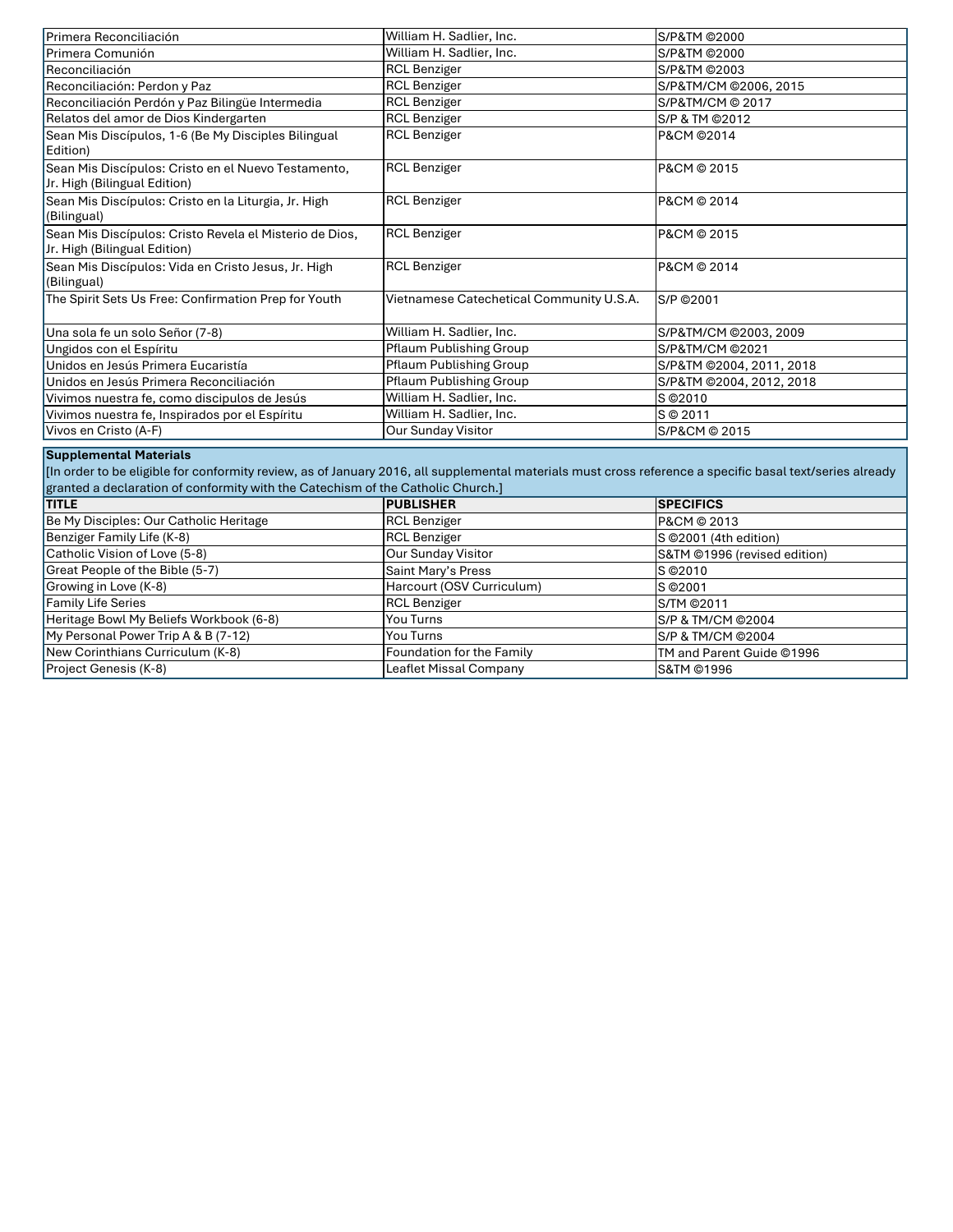| | | |
|---|---|---|
| Primera Reconciliación | William H. Sadlier, Inc. | S/P&TM ©2000 |
| Primera Comunión | William H. Sadlier, Inc. | S/P&TM ©2000 |
| Reconciliación | RCL Benziger | S/P&TM ©2003 |
| Reconciliación: Perdon y Paz | RCL Benziger | S/P&TM/CM ©2006, 2015 |
| Reconciliación Perdón y Paz Bilingüe Intermedia | RCL Benziger | S/P&TM/CM © 2017 |
| Relatos del amor de Dios Kindergarten | RCL Benziger | S/P & TM ©2012 |
| Sean Mis Discípulos, 1-6 (Be My Disciples Bilingual Edition) | RCL Benziger | P&CM ©2014 |
| Sean Mis Discípulos: Cristo en el Nuevo Testamento, Jr. High (Bilingual Edition) | RCL Benziger | P&CM © 2015 |
| Sean Mis Discípulos: Cristo en la Liturgia, Jr. High (Bilingual) | RCL Benziger | P&CM © 2014 |
| Sean Mis Discípulos: Cristo Revela el Misterio de Dios, Jr. High (Bilingual Edition) | RCL Benziger | P&CM © 2015 |
| Sean Mis Discípulos: Vida en Cristo Jesus, Jr. High (Bilingual) | RCL Benziger | P&CM © 2014 |
| The Spirit Sets Us Free: Confirmation Prep for Youth | Vietnamese Catechetical Community U.S.A. | S/P ©2001 |
| Una sola fe un solo Señor (7-8) | William H. Sadlier, Inc. | S/P&TM/CM ©2003, 2009 |
| Ungidos con el Espíritu | Pflaum Publishing Group | S/P&TM/CM ©2021 |
| Unidos en Jesús Primera Eucaristía | Pflaum Publishing Group | S/P&TM ©2004, 2011, 2018 |
| Unidos en Jesús Primera Reconciliación | Pflaum Publishing Group | S/P&TM ©2004, 2012, 2018 |
| Vivimos nuestra fe, como discipulos de Jesús | William H. Sadlier, Inc. | S ©2010 |
| Vivimos nuestra fe, Inspirados por el Espíritu | William H. Sadlier, Inc. | S © 2011 |
| Vivos en Cristo (A-F) | Our Sunday Visitor | S/P&CM © 2015 |

**Supplemental Materials**

[In order to be eligible for conformity review, as of January 2016, all supplemental materials must cross reference a specific basal text/series already granted a declaration of conformity with the Catechism of the Catholic Church.]

| TITLE | PUBLISHER | SPECIFICS |
|---|---|---|
| Be My Disciples: Our Catholic Heritage | RCL Benziger | P&CM © 2013 |
| Benziger Family Life (K-8) | RCL Benziger | S ©2001 (4th edition) |
| Catholic Vision of Love (5-8) | Our Sunday Visitor | S&TM ©1996 (revised edition) |
| Great People of the Bible (5-7) | Saint Mary's Press | S ©2010 |
| Growing in Love (K-8) | Harcourt (OSV Curriculum) | S ©2001 |
| Family Life Series | RCL Benziger | S/TM ©2011 |
| Heritage Bowl My Beliefs Workbook (6-8) | You Turns | S/P & TM/CM ©2004 |
| My Personal Power Trip A & B (7-12) | You Turns | S/P & TM/CM ©2004 |
| New Corinthians Curriculum (K-8) | Foundation for the Family | TM and Parent Guide ©1996 |
| Project Genesis (K-8) | Leaflet Missal Company | S&TM ©1996 |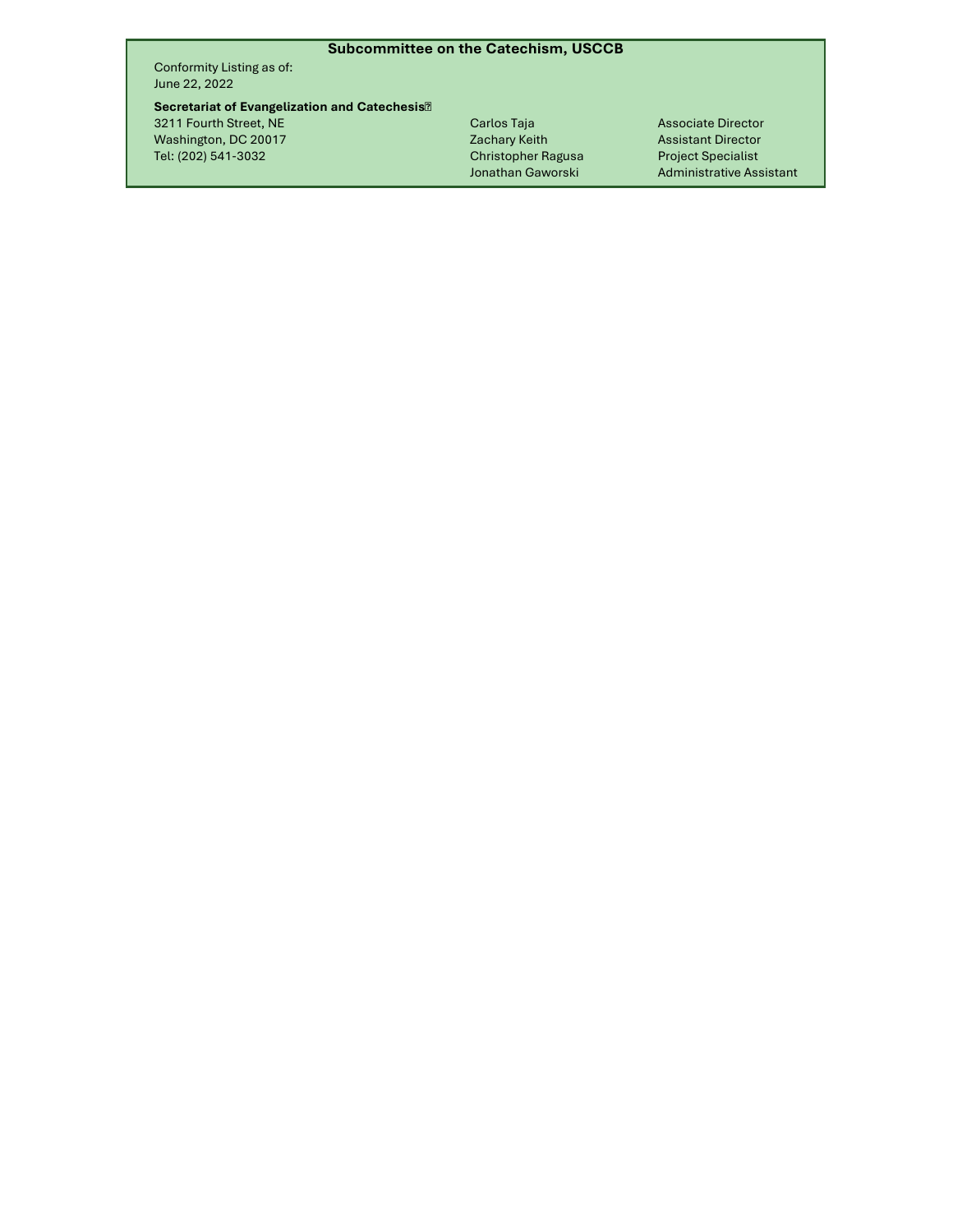## Subcommittee on the Catechism, USCCB

Conformity Listing as of:
June 22, 2022

**Secretariat of Evangelization and Catechesis**

3211 Fourth Street, NE
Washington, DC 20017
Tel: (202) 541-3032

| | |
|---|---|
| Carlos Taja | Associate Director |
| Zachary Keith | Assistant Director |
| Christopher Ragusa | Project Specialist |
| Jonathan Gaworski | Administrative Assistant |